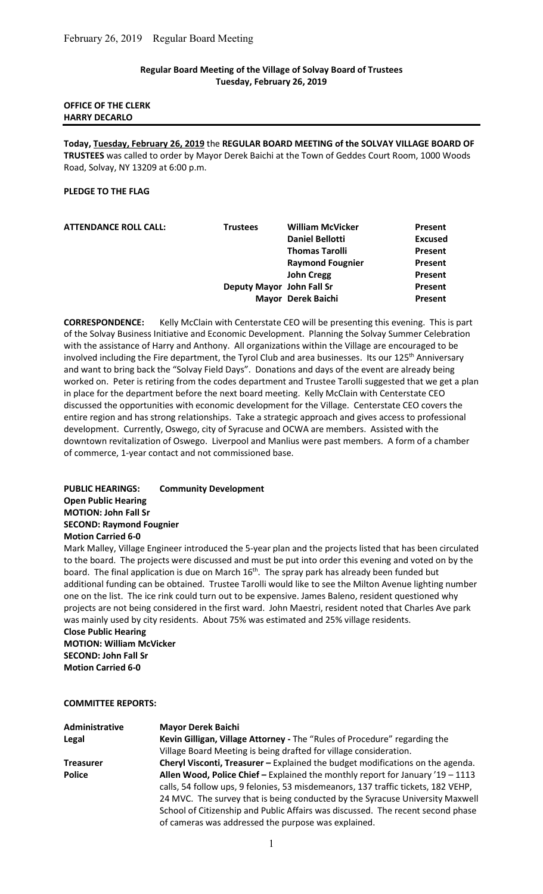**Regular Board Meeting of the Village of Solvay Board of Trustees**
**Tuesday, February 26, 2019**

**OFFICE OF THE CLERK**
**HARRY DECARLO**

---

**Today, Tuesday, February 26, 2019** the **REGULAR BOARD MEETING of the SOLVAY VILLAGE BOARD OF TRUSTEES** was called to order by Mayor Derek Baichi at the Town of Geddes Court Room, 1000 Woods Road, Solvay, NY 13209 at 6:00 p.m.

**PLEDGE TO THE FLAG**

| **ATTENDANCE ROLL CALL:** | **Trustees** | **William McVicker** | **Present** |
|---|---|---|---|
| | | **Daniel Bellotti** | **Excused** |
| | | **Thomas Tarolli** | **Present** |
| | | **Raymond Fougnier** | **Present** |
| | | **John Cregg** | **Present** |
| | **Deputy Mayor** | **John Fall Sr** | **Present** |
| | | **Mayor Derek Baichi** | **Present** |

**CORRESPONDENCE:** Kelly McClain with Centerstate CEO will be presenting this evening. This is part of the Solvay Business Initiative and Economic Development. Planning the Solvay Summer Celebration with the assistance of Harry and Anthony. All organizations within the Village are encouraged to be involved including the Fire department, the Tyrol Club and area businesses. Its our 125th Anniversary and want to bring back the "Solvay Field Days". Donations and days of the event are already being worked on. Peter is retiring from the codes department and Trustee Tarolli suggested that we get a plan in place for the department before the next board meeting. Kelly McClain with Centerstate CEO discussed the opportunities with economic development for the Village. Centerstate CEO covers the entire region and has strong relationships. Take a strategic approach and gives access to professional development. Currently, Oswego, city of Syracuse and OCWA are members. Assisted with the downtown revitalization of Oswego. Liverpool and Manlius were past members. A form of a chamber of commerce, 1-year contact and not commissioned base.

**PUBLIC HEARINGS: Community Development**
**Open Public Hearing**
**MOTION: John Fall Sr**
**SECOND: Raymond Fougnier**
**Motion Carried 6-0**

Mark Malley, Village Engineer introduced the 5-year plan and the projects listed that has been circulated to the board. The projects were discussed and must be put into order this evening and voted on by the board. The final application is due on March 16th. The spray park has already been funded but additional funding can be obtained. Trustee Tarolli would like to see the Milton Avenue lighting number one on the list. The ice rink could turn out to be expensive. James Baleno, resident questioned why projects are not being considered in the first ward. John Maestri, resident noted that Charles Ave park was mainly used by city residents. About 75% was estimated and 25% village residents.

**Close Public Hearing**
**MOTION: William McVicker**
**SECOND: John Fall Sr**
**Motion Carried 6-0**

**COMMITTEE REPORTS:**

| | |
|---|---|
| **Administrative** | **Mayor Derek Baichi** |
| **Legal** | **Kevin Gilligan, Village Attorney -** The "Rules of Procedure" regarding the Village Board Meeting is being drafted for village consideration. |
| **Treasurer** | **Cheryl Visconti, Treasurer –** Explained the budget modifications on the agenda. |
| **Police** | **Allen Wood, Police Chief –** Explained the monthly report for January '19 – 1113 calls, 54 follow ups, 9 felonies, 53 misdemeanors, 137 traffic tickets, 182 VEHP, 24 MVC. The survey that is being conducted by the Syracuse University Maxwell School of Citizenship and Public Affairs was discussed. The recent second phase of cameras was addressed the purpose was explained. |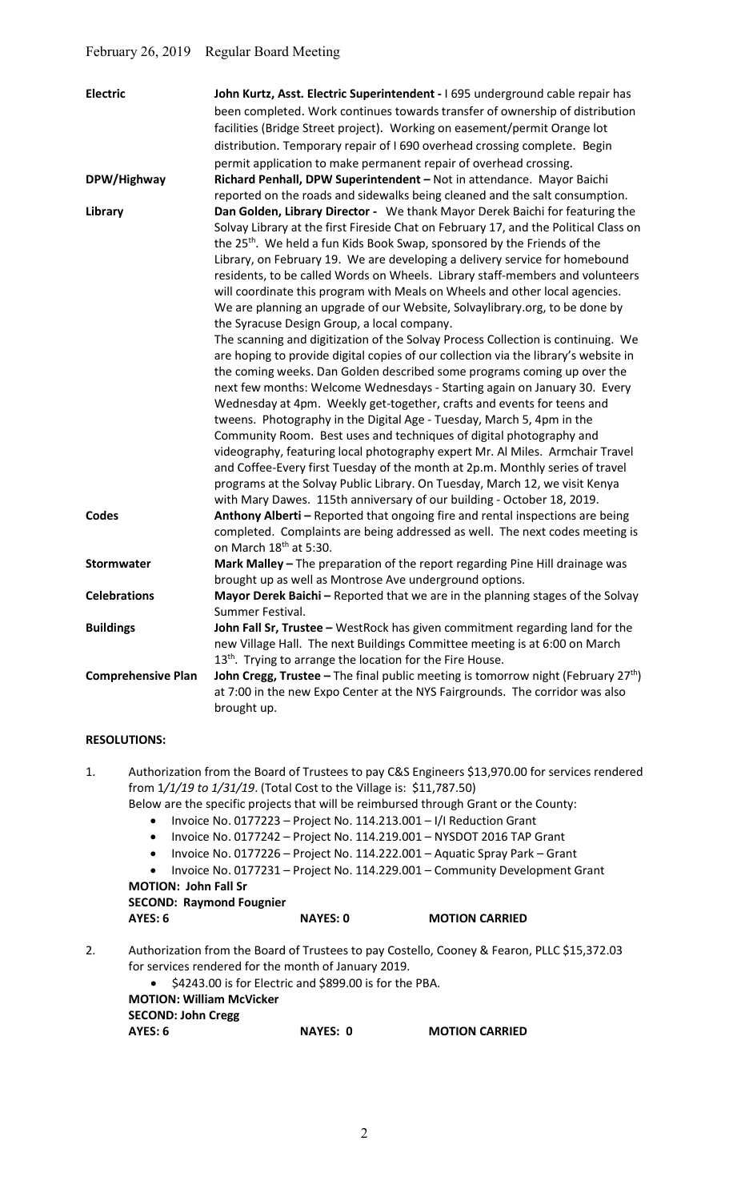| | |
|---|---|
| **Electric** | **John Kurtz, Asst. Electric Superintendent -** I 695 underground cable repair has been completed. Work continues towards transfer of ownership of distribution facilities (Bridge Street project). Working on easement/permit Orange lot distribution. Temporary repair of I 690 overhead crossing complete. Begin permit application to make permanent repair of overhead crossing. |
| **DPW/Highway** | **Richard Penhall, DPW Superintendent –** Not in attendance. Mayor Baichi reported on the roads and sidewalks being cleaned and the salt consumption. |
| **Library** | **Dan Golden, Library Director -** We thank Mayor Derek Baichi for featuring the Solvay Library at the first Fireside Chat on February 17, and the Political Class on the 25th. We held a fun Kids Book Swap, sponsored by the Friends of the Library, on February 19. We are developing a delivery service for homebound residents, to be called Words on Wheels. Library staff-members and volunteers will coordinate this program with Meals on Wheels and other local agencies. We are planning an upgrade of our Website, Solvaylibrary.org, to be done by the Syracuse Design Group, a local company. The scanning and digitization of the Solvay Process Collection is continuing. We are hoping to provide digital copies of our collection via the library's website in the coming weeks. Dan Golden described some programs coming up over the next few months: Welcome Wednesdays - Starting again on January 30. Every Wednesday at 4pm. Weekly get-together, crafts and events for teens and tweens. Photography in the Digital Age - Tuesday, March 5, 4pm in the Community Room. Best uses and techniques of digital photography and videography, featuring local photography expert Mr. Al Miles. Armchair Travel and Coffee-Every first Tuesday of the month at 2p.m. Monthly series of travel programs at the Solvay Public Library. On Tuesday, March 12, we visit Kenya with Mary Dawes. 115th anniversary of our building - October 18, 2019. |
| **Codes** | **Anthony Alberti –** Reported that ongoing fire and rental inspections are being completed. Complaints are being addressed as well. The next codes meeting is on March 18th at 5:30. |
| **Stormwater** | **Mark Malley –** The preparation of the report regarding Pine Hill drainage was brought up as well as Montrose Ave underground options. |
| **Celebrations** | **Mayor Derek Baichi –** Reported that we are in the planning stages of the Solvay Summer Festival. |
| **Buildings** | **John Fall Sr, Trustee –** WestRock has given commitment regarding land for the new Village Hall. The next Buildings Committee meeting is at 6:00 on March 13th. Trying to arrange the location for the Fire House. |
| **Comprehensive Plan** | **John Cregg, Trustee –** The final public meeting is tomorrow night (February 27th) at 7:00 in the new Expo Center at the NYS Fairgrounds. The corridor was also brought up. |

**RESOLUTIONS:**

1. Authorization from the Board of Trustees to pay C&S Engineers $13,970.00 for services rendered from *1/1/19 to 1/31/19*. (Total Cost to the Village is: $11,787.50)
   Below are the specific projects that will be reimbursed through Grant or the County:
   - Invoice No. 0177223 – Project No. 114.213.001 – I/I Reduction Grant
   - Invoice No. 0177242 – Project No. 114.219.001 – NYSDOT 2016 TAP Grant
   - Invoice No. 0177226 – Project No. 114.222.001 – Aquatic Spray Park – Grant
   - Invoice No. 0177231 – Project No. 114.229.001 – Community Development Grant

   **MOTION: John Fall Sr**
   **SECOND: Raymond Fougnier**
   **AYES: 6 NAYES: 0 MOTION CARRIED**

2. Authorization from the Board of Trustees to pay Costello, Cooney & Fearon, PLLC $15,372.03 for services rendered for the month of January 2019.
   - $4243.00 is for Electric and $899.00 is for the PBA.

   **MOTION: William McVicker**
   **SECOND: John Cregg**
   **AYES: 6 NAYES: 0 MOTION CARRIED**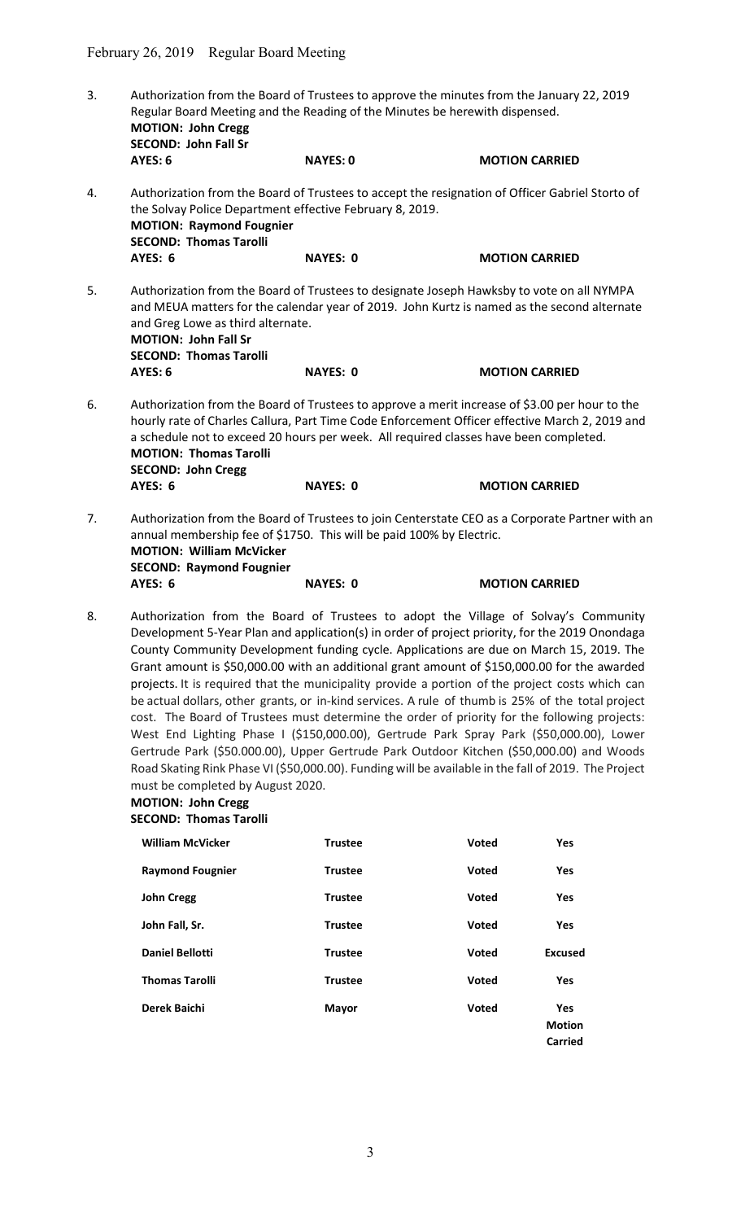3. Authorization from the Board of Trustees to approve the minutes from the January 22, 2019 Regular Board Meeting and the Reading of the Minutes be herewith dispensed.
**MOTION: John Cregg**
**SECOND: John Fall Sr**
**AYES: 6 NAYES: 0 MOTION CARRIED**

4. Authorization from the Board of Trustees to accept the resignation of Officer Gabriel Storto of the Solvay Police Department effective February 8, 2019.
**MOTION: Raymond Fougnier**
**SECOND: Thomas Tarolli**
**AYES: 6 NAYES: 0 MOTION CARRIED**

5. Authorization from the Board of Trustees to designate Joseph Hawksby to vote on all NYMPA and MEUA matters for the calendar year of 2019. John Kurtz is named as the second alternate and Greg Lowe as third alternate.
**MOTION: John Fall Sr**
**SECOND: Thomas Tarolli**
**AYES: 6 NAYES: 0 MOTION CARRIED**

6. Authorization from the Board of Trustees to approve a merit increase of $3.00 per hour to the hourly rate of Charles Callura, Part Time Code Enforcement Officer effective March 2, 2019 and a schedule not to exceed 20 hours per week. All required classes have been completed.
**MOTION: Thomas Tarolli**
**SECOND: John Cregg**
**AYES: 6 NAYES: 0 MOTION CARRIED**

7. Authorization from the Board of Trustees to join Centerstate CEO as a Corporate Partner with an annual membership fee of $1750. This will be paid 100% by Electric.
**MOTION: William McVicker**
**SECOND: Raymond Fougnier**
**AYES: 6 NAYES: 0 MOTION CARRIED**

8. Authorization from the Board of Trustees to adopt the Village of Solvay's Community Development 5-Year Plan and application(s) in order of project priority, for the 2019 Onondaga County Community Development funding cycle. Applications are due on March 15, 2019. The Grant amount is $50,000.00 with an additional grant amount of $150,000.00 for the awarded projects. It is required that the municipality provide a portion of the project costs which can be actual dollars, other grants, or in-kind services. A rule of thumb is 25% of the total project cost. The Board of Trustees must determine the order of priority for the following projects: West End Lighting Phase I ($150,000.00), Gertrude Park Spray Park ($50,000.00), Lower Gertrude Park ($50.000.00), Upper Gertrude Park Outdoor Kitchen ($50,000.00) and Woods Road Skating Rink Phase VI ($50,000.00). Funding will be available in the fall of 2019. The Project must be completed by August 2020.
**MOTION: John Cregg**
**SECOND: Thomas Tarolli**

| | | | |
|---|---|---|---|
| **William McVicker** | **Trustee** | **Voted** | **Yes** |
| **Raymond Fougnier** | **Trustee** | **Voted** | **Yes** |
| **John Cregg** | **Trustee** | **Voted** | **Yes** |
| **John Fall, Sr.** | **Trustee** | **Voted** | **Yes** |
| **Daniel Bellotti** | **Trustee** | **Voted** | **Excused** |
| **Thomas Tarolli** | **Trustee** | **Voted** | **Yes** |
| **Derek Baichi** | **Mayor** | **Voted** | **Yes Motion Carried** |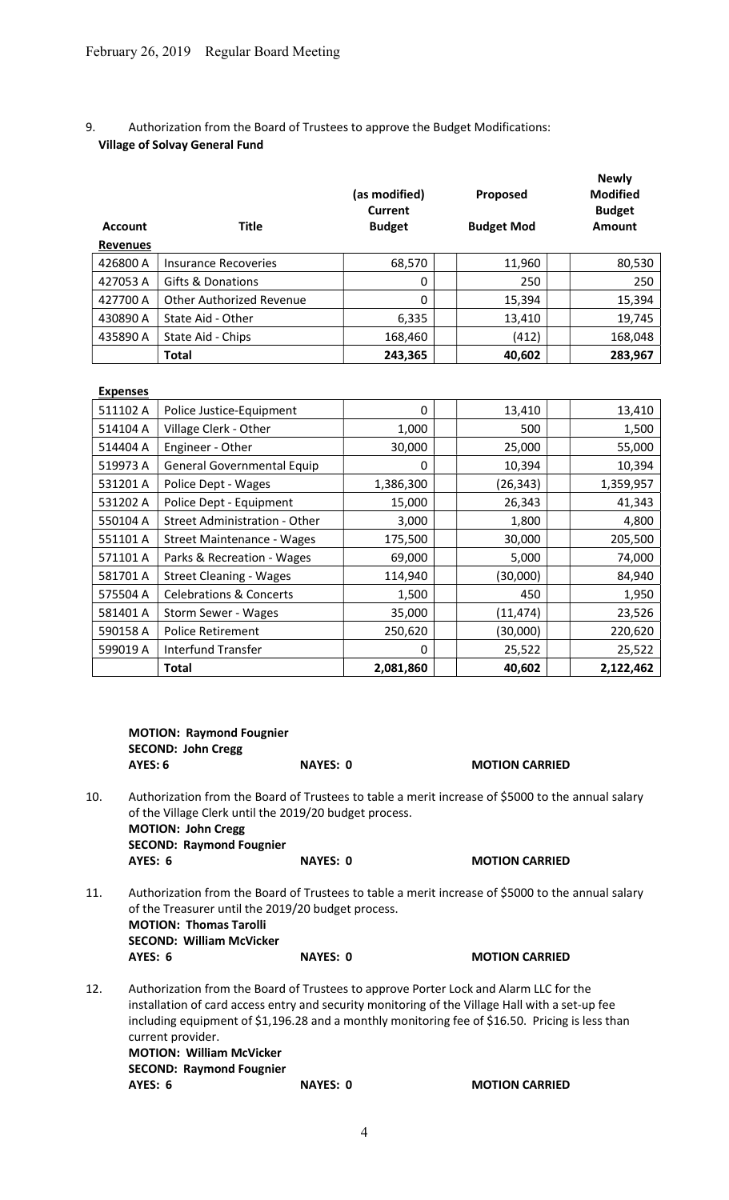February 26, 2019 Regular Board Meeting

9. Authorization from the Board of Trustees to approve the Budget Modifications:
**Village of Solvay General Fund**

| Account | Title | (as modified) Current Budget | Proposed Budget Mod | Newly Modified Budget Amount |
|---|---|---|---|---|
| **Revenues** | | | | |
| 426800 A | Insurance Recoveries | 68,570 | 11,960 | 80,530 |
| 427053 A | Gifts & Donations | 0 | 250 | 250 |
| 427700 A | Other Authorized Revenue | 0 | 15,394 | 15,394 |
| 430890 A | State Aid - Other | 6,335 | 13,410 | 19,745 |
| 435890 A | State Aid - Chips | 168,460 | (412) | 168,048 |
| | **Total** | **243,365** | **40,602** | **283,967** |

| Account | Title | (as modified) Current Budget | Proposed Budget Mod | Newly Modified Budget Amount |
|---|---|---|---|---|
| **Expenses** | | | | |
| 511102 A | Police Justice-Equipment | 0 | 13,410 | 13,410 |
| 514104 A | Village Clerk - Other | 1,000 | 500 | 1,500 |
| 514404 A | Engineer - Other | 30,000 | 25,000 | 55,000 |
| 519973 A | General Governmental Equip | 0 | 10,394 | 10,394 |
| 531201 A | Police Dept - Wages | 1,386,300 | (26,343) | 1,359,957 |
| 531202 A | Police Dept - Equipment | 15,000 | 26,343 | 41,343 |
| 550104 A | Street Administration - Other | 3,000 | 1,800 | 4,800 |
| 551101 A | Street Maintenance - Wages | 175,500 | 30,000 | 205,500 |
| 571101 A | Parks & Recreation - Wages | 69,000 | 5,000 | 74,000 |
| 581701 A | Street Cleaning - Wages | 114,940 | (30,000) | 84,940 |
| 575504 A | Celebrations & Concerts | 1,500 | 450 | 1,950 |
| 581401 A | Storm Sewer - Wages | 35,000 | (11,474) | 23,526 |
| 590158 A | Police Retirement | 250,620 | (30,000) | 220,620 |
| 599019 A | Interfund Transfer | 0 | 25,522 | 25,522 |
| | **Total** | **2,081,860** | **40,602** | **2,122,462** |

**MOTION: Raymond Fougnier**
**SECOND: John Cregg**
**AYES: 6** **NAYES: 0** **MOTION CARRIED**

10. Authorization from the Board of Trustees to table a merit increase of $5000 to the annual salary of the Village Clerk until the 2019/20 budget process.
**MOTION: John Cregg**
**SECOND: Raymond Fougnier**
**AYES: 6** **NAYES: 0** **MOTION CARRIED**

11. Authorization from the Board of Trustees to table a merit increase of $5000 to the annual salary of the Treasurer until the 2019/20 budget process.
**MOTION: Thomas Tarolli**
**SECOND: William McVicker**
**AYES: 6** **NAYES: 0** **MOTION CARRIED**

12. Authorization from the Board of Trustees to approve Porter Lock and Alarm LLC for the installation of card access entry and security monitoring of the Village Hall with a set-up fee including equipment of $1,196.28 and a monthly monitoring fee of $16.50. Pricing is less than current provider.
**MOTION: William McVicker**
**SECOND: Raymond Fougnier**
**AYES: 6** **NAYES: 0** **MOTION CARRIED**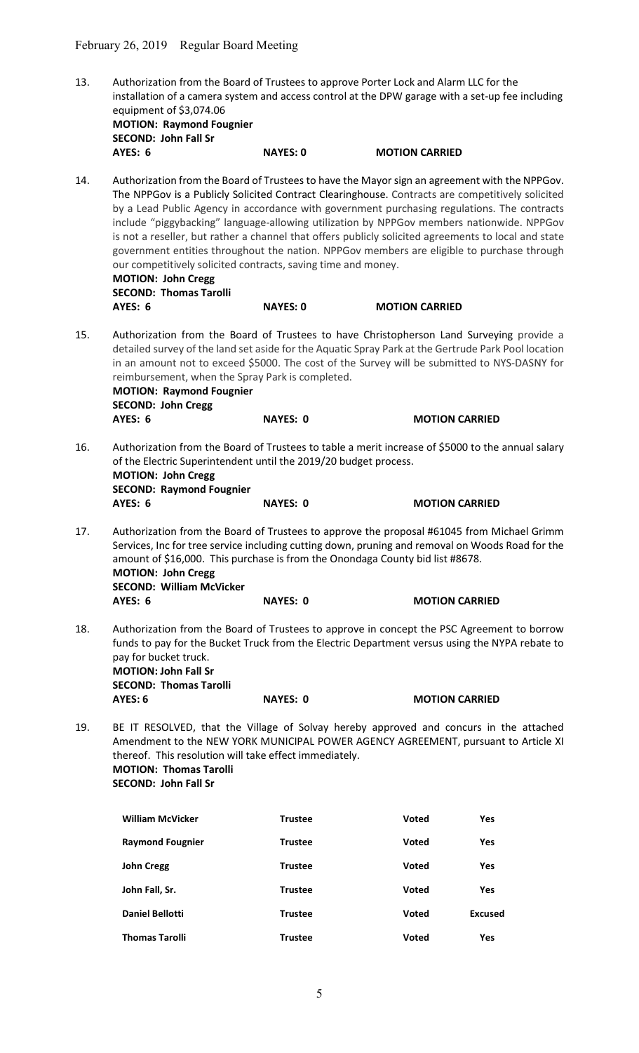February 26, 2019 Regular Board Meeting

13. Authorization from the Board of Trustees to approve Porter Lock and Alarm LLC for the installation of a camera system and access control at the DPW garage with a set-up fee including equipment of $3,074.06
**MOTION: Raymond Fougnier**
**SECOND: John Fall Sr**
**AYES: 6 NAYES: 0 MOTION CARRIED**

14. Authorization from the Board of Trustees to have the Mayor sign an agreement with the NPPGov. The NPPGov is a Publicly Solicited Contract Clearinghouse. Contracts are competitively solicited by a Lead Public Agency in accordance with government purchasing regulations. The contracts include "piggybacking" language-allowing utilization by NPPGov members nationwide. NPPGov is not a reseller, but rather a channel that offers publicly solicited agreements to local and state government entities throughout the nation. NPPGov members are eligible to purchase through our competitively solicited contracts, saving time and money.
**MOTION: John Cregg**
**SECOND: Thomas Tarolli**
**AYES: 6 NAYES: 0 MOTION CARRIED**

15. Authorization from the Board of Trustees to have Christopherson Land Surveying provide a detailed survey of the land set aside for the Aquatic Spray Park at the Gertrude Park Pool location in an amount not to exceed $5000. The cost of the Survey will be submitted to NYS-DASNY for reimbursement, when the Spray Park is completed.
**MOTION: Raymond Fougnier**
**SECOND: John Cregg**
**AYES: 6 NAYES: 0 MOTION CARRIED**

16. Authorization from the Board of Trustees to table a merit increase of $5000 to the annual salary of the Electric Superintendent until the 2019/20 budget process.
**MOTION: John Cregg**
**SECOND: Raymond Fougnier**
**AYES: 6 NAYES: 0 MOTION CARRIED**

17. Authorization from the Board of Trustees to approve the proposal #61045 from Michael Grimm Services, Inc for tree service including cutting down, pruning and removal on Woods Road for the amount of $16,000. This purchase is from the Onondaga County bid list #8678.
**MOTION: John Cregg**
**SECOND: William McVicker**
**AYES: 6 NAYES: 0 MOTION CARRIED**

18. Authorization from the Board of Trustees to approve in concept the PSC Agreement to borrow funds to pay for the Bucket Truck from the Electric Department versus using the NYPA rebate to pay for bucket truck.
**MOTION: John Fall Sr**
**SECOND: Thomas Tarolli**
**AYES: 6 NAYES: 0 MOTION CARRIED**

19. BE IT RESOLVED, that the Village of Solvay hereby approved and concurs in the attached Amendment to the NEW YORK MUNICIPAL POWER AGENCY AGREEMENT, pursuant to Article XI thereof. This resolution will take effect immediately.
**MOTION: Thomas Tarolli**
**SECOND: John Fall Sr**

| | | | |
|---|---|---|---|
| **William McVicker** | **Trustee** | **Voted** | **Yes** |
| **Raymond Fougnier** | **Trustee** | **Voted** | **Yes** |
| **John Cregg** | **Trustee** | **Voted** | **Yes** |
| **John Fall, Sr.** | **Trustee** | **Voted** | **Yes** |
| **Daniel Bellotti** | **Trustee** | **Voted** | **Excused** |
| **Thomas Tarolli** | **Trustee** | **Voted** | **Yes** |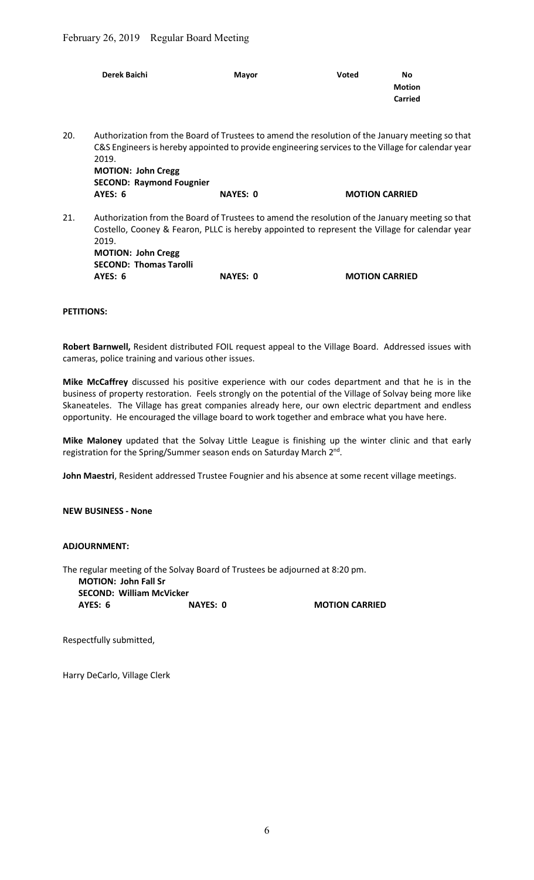| | | | |
|---|---|---|---|
| **Derek Baichi** | **Mayor** | **Voted** | **No Motion Carried** |

20. Authorization from the Board of Trustees to amend the resolution of the January meeting so that C&S Engineers is hereby appointed to provide engineering services to the Village for calendar year 2019.
    **MOTION: John Cregg**
    **SECOND: Raymond Fougnier**
    **AYES: 6** **NAYES: 0** **MOTION CARRIED**

21. Authorization from the Board of Trustees to amend the resolution of the January meeting so that Costello, Cooney & Fearon, PLLC is hereby appointed to represent the Village for calendar year 2019.
    **MOTION: John Cregg**
    **SECOND: Thomas Tarolli**
    **AYES: 6** **NAYES: 0** **MOTION CARRIED**

**PETITIONS:**

**Robert Barnwell,** Resident distributed FOIL request appeal to the Village Board. Addressed issues with cameras, police training and various other issues.

**Mike McCaffrey** discussed his positive experience with our codes department and that he is in the business of property restoration. Feels strongly on the potential of the Village of Solvay being more like Skaneateles. The Village has great companies already here, our own electric department and endless opportunity. He encouraged the village board to work together and embrace what you have here.

**Mike Maloney** updated that the Solvay Little League is finishing up the winter clinic and that early registration for the Spring/Summer season ends on Saturday March 2nd.

**John Maestri**, Resident addressed Trustee Fougnier and his absence at some recent village meetings.

**NEW BUSINESS - None**

**ADJOURNMENT:**

The regular meeting of the Solvay Board of Trustees be adjourned at 8:20 pm.
**MOTION: John Fall Sr**
**SECOND: William McVicker**
**AYES: 6** **NAYES: 0** **MOTION CARRIED**

Respectfully submitted,

Harry DeCarlo, Village Clerk